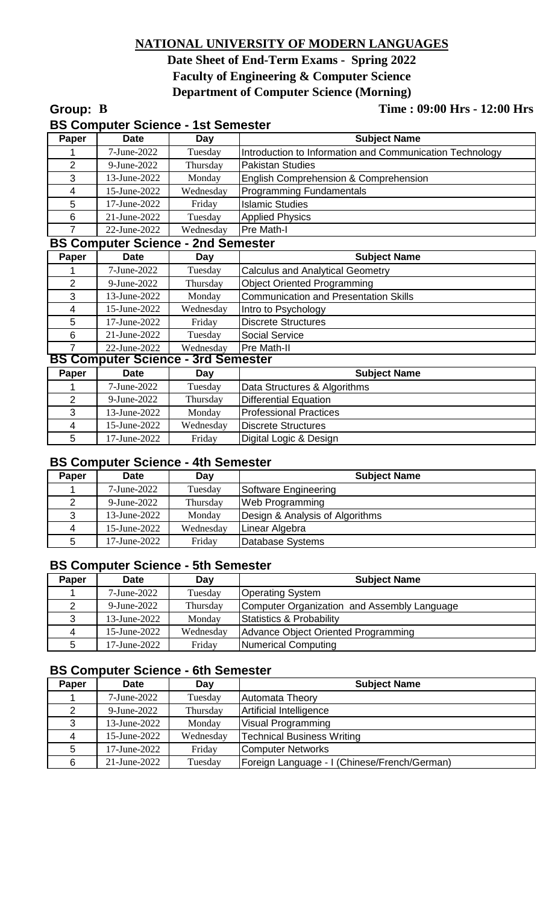# NATIONAL UNIVERSITY OF MODERN LANGUAGES

## Date Sheet of End-Term Exams - Spring 2022

## Faculty of Engineering & Computer Science

## Department of Computer Science (Morning)

**Group: B** **Time : 09:00 Hrs - 12:00 Hrs**

### BS Computer Science - 1st Semester

| Paper | Date | Day | Subject Name |
|---|---|---|---|
| 1 | 7-June-2022 | Tuesday | Introduction to Information and Communication Technology |
| 2 | 9-June-2022 | Thursday | Pakistan Studies |
| 3 | 13-June-2022 | Monday | English Comprehension & Comprehension |
| 4 | 15-June-2022 | Wednesday | Programming Fundamentals |
| 5 | 17-June-2022 | Friday | Islamic Studies |
| 6 | 21-June-2022 | Tuesday | Applied Physics |
| 7 | 22-June-2022 | Wednesday | Pre Math-I |

### BS Computer Science - 2nd Semester

| Paper | Date | Day | Subject Name |
|---|---|---|---|
| 1 | 7-June-2022 | Tuesday | Calculus and Analytical Geometry |
| 2 | 9-June-2022 | Thursday | Object Oriented Programming |
| 3 | 13-June-2022 | Monday | Communication and Presentation Skills |
| 4 | 15-June-2022 | Wednesday | Intro to Psychology |
| 5 | 17-June-2022 | Friday | Discrete Structures |
| 6 | 21-June-2022 | Tuesday | Social Service |
| 7 | 22-June-2022 | Wednesday | Pre Math-II |

### BS Computer Science - 3rd Semester

| Paper | Date | Day | Subject Name |
|---|---|---|---|
| 1 | 7-June-2022 | Tuesday | Data Structures & Algorithms |
| 2 | 9-June-2022 | Thursday | Differential Equation |
| 3 | 13-June-2022 | Monday | Professional Practices |
| 4 | 15-June-2022 | Wednesday | Discrete Structures |
| 5 | 17-June-2022 | Friday | Digital Logic & Design |

### BS Computer Science - 4th Semester

| Paper | Date | Day | Subject Name |
|---|---|---|---|
| 1 | 7-June-2022 | Tuesday | Software Engineering |
| 2 | 9-June-2022 | Thursday | Web Programming |
| 3 | 13-June-2022 | Monday | Design & Analysis of Algorithms |
| 4 | 15-June-2022 | Wednesday | Linear Algebra |
| 5 | 17-June-2022 | Friday | Database Systems |

### BS Computer Science - 5th Semester

| Paper | Date | Day | Subject Name |
|---|---|---|---|
| 1 | 7-June-2022 | Tuesday | Operating System |
| 2 | 9-June-2022 | Thursday | Computer Organization and Assembly Language |
| 3 | 13-June-2022 | Monday | Statistics & Probability |
| 4 | 15-June-2022 | Wednesday | Advance Object Oriented Programming |
| 5 | 17-June-2022 | Friday | Numerical Computing |

### BS Computer Science - 6th Semester

| Paper | Date | Day | Subject Name |
|---|---|---|---|
| 1 | 7-June-2022 | Tuesday | Automata Theory |
| 2 | 9-June-2022 | Thursday | Artificial Intelligence |
| 3 | 13-June-2022 | Monday | Visual Programming |
| 4 | 15-June-2022 | Wednesday | Technical Business Writing |
| 5 | 17-June-2022 | Friday | Computer Networks |
| 6 | 21-June-2022 | Tuesday | Foreign Language - I (Chinese/French/German) |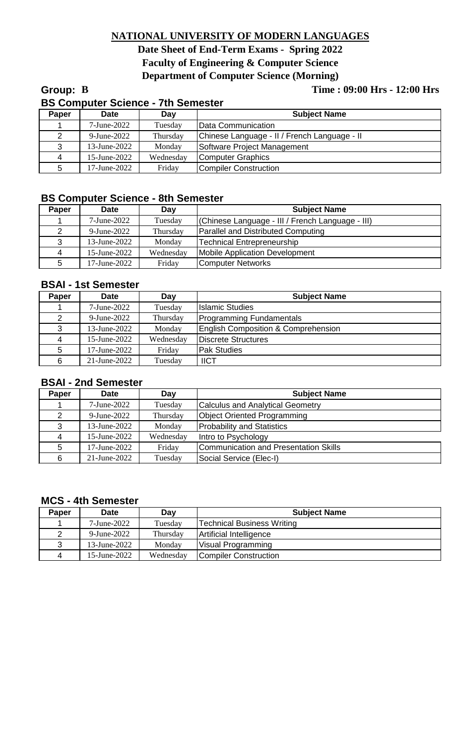# NATIONAL UNIVERSITY OF MODERN LANGUAGES

## Date Sheet of End-Term Exams - Spring 2022

## Faculty of Engineering & Computer Science

## Department of Computer Science (Morning)

**Group: B** **Time : 09:00 Hrs - 12:00 Hrs**

### BS Computer Science - 7th Semester

| Paper | Date | Day | Subject Name |
|---|---|---|---|
| 1 | 7-June-2022 | Tuesday | Data Communication |
| 2 | 9-June-2022 | Thursday | Chinese Language - II / French Language - II |
| 3 | 13-June-2022 | Monday | Software Project Management |
| 4 | 15-June-2022 | Wednesday | Computer Graphics |
| 5 | 17-June-2022 | Friday | Compiler Construction |

### BS Computer Science - 8th Semester

| Paper | Date | Day | Subject Name |
|---|---|---|---|
| 1 | 7-June-2022 | Tuesday | (Chinese Language - III / French Language - III) |
| 2 | 9-June-2022 | Thursday | Parallel and Distributed Computing |
| 3 | 13-June-2022 | Monday | Technical Entrepreneurship |
| 4 | 15-June-2022 | Wednesday | Mobile Application Development |
| 5 | 17-June-2022 | Friday | Computer Networks |

### BSAI - 1st Semester

| Paper | Date | Day | Subject Name |
|---|---|---|---|
| 1 | 7-June-2022 | Tuesday | Islamic Studies |
| 2 | 9-June-2022 | Thursday | Programming Fundamentals |
| 3 | 13-June-2022 | Monday | English Composition & Comprehension |
| 4 | 15-June-2022 | Wednesday | Discrete Structures |
| 5 | 17-June-2022 | Friday | Pak Studies |
| 6 | 21-June-2022 | Tuesday | IICT |

### BSAI - 2nd Semester

| Paper | Date | Day | Subject Name |
|---|---|---|---|
| 1 | 7-June-2022 | Tuesday | Calculus and Analytical Geometry |
| 2 | 9-June-2022 | Thursday | Object Oriented Programming |
| 3 | 13-June-2022 | Monday | Probability and Statistics |
| 4 | 15-June-2022 | Wednesday | Intro to Psychology |
| 5 | 17-June-2022 | Friday | Communication and Presentation Skills |
| 6 | 21-June-2022 | Tuesday | Social Service (Elec-I) |

### MCS - 4th Semester

| Paper | Date | Day | Subject Name |
|---|---|---|---|
| 1 | 7-June-2022 | Tuesday | Technical Business Writing |
| 2 | 9-June-2022 | Thursday | Artificial Intelligence |
| 3 | 13-June-2022 | Monday | Visual Programming |
| 4 | 15-June-2022 | Wednesday | Compiler Construction |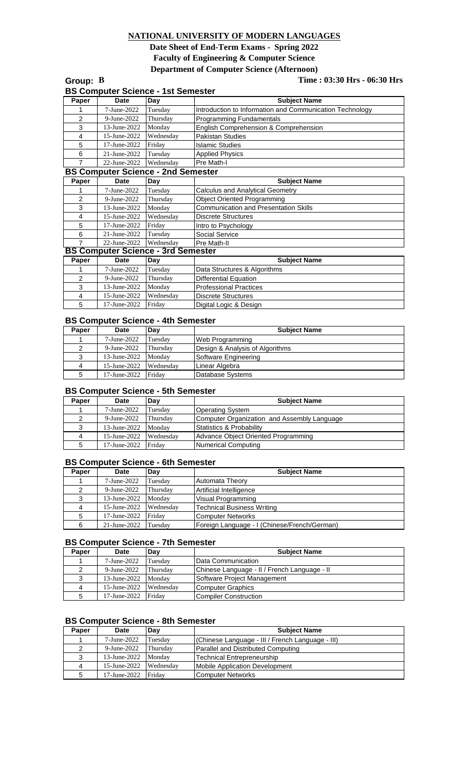# NATIONAL UNIVERSITY OF MODERN LANGUAGES

**Date Sheet of End-Term Exams - Spring 2022**

**Faculty of Engineering & Computer Science**

**Department of Computer Science (Afternoon)**

**Group: B** **Time : 03:30 Hrs - 06:30 Hrs**

### BS Computer Science - 1st Semester

| Paper | Date | Day | Subject Name |
|---|---|---|---|
| 1 | 7-June-2022 | Tuesday | Introduction to Information and Communication Technology |
| 2 | 9-June-2022 | Thursday | Programming Fundamentals |
| 3 | 13-June-2022 | Monday | English Comprehension & Comprehension |
| 4 | 15-June-2022 | Wednesday | Pakistan Studies |
| 5 | 17-June-2022 | Friday | Islamic Studies |
| 6 | 21-June-2022 | Tuesday | Applied Physics |
| 7 | 22-June-2022 | Wednesday | Pre Math-I |

### BS Computer Science - 2nd Semester

| Paper | Date | Day | Subject Name |
|---|---|---|---|
| 1 | 7-June-2022 | Tuesday | Calculus and Analytical Geometry |
| 2 | 9-June-2022 | Thursday | Object Oriented Programming |
| 3 | 13-June-2022 | Monday | Communication and Presentation Skills |
| 4 | 15-June-2022 | Wednesday | Discrete Structures |
| 5 | 17-June-2022 | Friday | Intro to Psychology |
| 6 | 21-June-2022 | Tuesday | Social Service |
| 7 | 22-June-2022 | Wednesday | Pre Math-II |

### BS Computer Science - 3rd Semester

| Paper | Date | Day | Subject Name |
|---|---|---|---|
| 1 | 7-June-2022 | Tuesday | Data Structures & Algorithms |
| 2 | 9-June-2022 | Thursday | Differential Equation |
| 3 | 13-June-2022 | Monday | Professional Practices |
| 4 | 15-June-2022 | Wednesday | Discrete Structures |
| 5 | 17-June-2022 | Friday | Digital Logic & Design |

### BS Computer Science - 4th Semester

| Paper | Date | Day | Subject Name |
|---|---|---|---|
| 1 | 7-June-2022 | Tuesday | Web Programming |
| 2 | 9-June-2022 | Thursday | Design & Analysis of Algorithms |
| 3 | 13-June-2022 | Monday | Software Engineering |
| 4 | 15-June-2022 | Wednesday | Linear Algebra |
| 5 | 17-June-2022 | Friday | Database Systems |

### BS Computer Science - 5th Semester

| Paper | Date | Day | Subject Name |
|---|---|---|---|
| 1 | 7-June-2022 | Tuesday | Operating System |
| 2 | 9-June-2022 | Thursday | Computer Organization and Assembly Language |
| 3 | 13-June-2022 | Monday | Statistics & Probability |
| 4 | 15-June-2022 | Wednesday | Advance Object Oriented Programming |
| 5 | 17-June-2022 | Friday | Numerical Computing |

### BS Computer Science - 6th Semester

| Paper | Date | Day | Subject Name |
|---|---|---|---|
| 1 | 7-June-2022 | Tuesday | Automata Theory |
| 2 | 9-June-2022 | Thursday | Artificial Intelligence |
| 3 | 13-June-2022 | Monday | Visual Programming |
| 4 | 15-June-2022 | Wednesday | Technical Business Writing |
| 5 | 17-June-2022 | Friday | Computer Networks |
| 6 | 21-June-2022 | Tuesday | Foreign Language - I (Chinese/French/German) |

### BS Computer Science - 7th Semester

| Paper | Date | Day | Subject Name |
|---|---|---|---|
| 1 | 7-June-2022 | Tuesday | Data Communication |
| 2 | 9-June-2022 | Thursday | Chinese Language - II / French Language - II |
| 3 | 13-June-2022 | Monday | Software Project Management |
| 4 | 15-June-2022 | Wednesday | Computer Graphics |
| 5 | 17-June-2022 | Friday | Compiler Construction |

### BS Computer Science - 8th Semester

| Paper | Date | Day | Subject Name |
|---|---|---|---|
| 1 | 7-June-2022 | Tuesday | (Chinese Language - III / French Language - III) |
| 2 | 9-June-2022 | Thursday | Parallel and Distributed Computing |
| 3 | 13-June-2022 | Monday | Technical Entrepreneurship |
| 4 | 15-June-2022 | Wednesday | Mobile Application Development |
| 5 | 17-June-2022 | Friday | Computer Networks |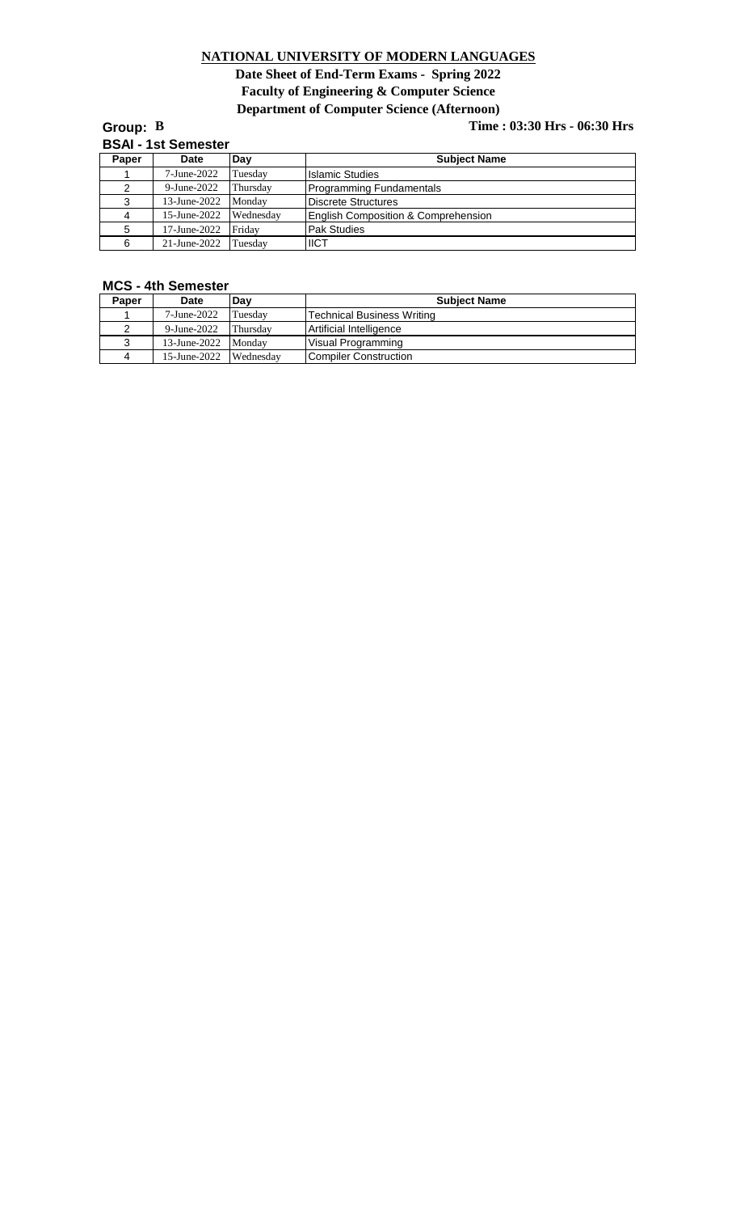# NATIONAL UNIVERSITY OF MODERN LANGUAGES

**Date Sheet of End-Term Exams - Spring 2022**

**Faculty of Engineering & Computer Science**

**Department of Computer Science (Afternoon)**

**Group: B** **Time : 03:30 Hrs - 06:30 Hrs**

### BSAI - 1st Semester

| Paper | Date | Day | Subject Name |
|---|---|---|---|
| 1 | 7-June-2022 | Tuesday | Islamic Studies |
| 2 | 9-June-2022 | Thursday | Programming Fundamentals |
| 3 | 13-June-2022 | Monday | Discrete Structures |
| 4 | 15-June-2022 | Wednesday | English Composition & Comprehension |
| 5 | 17-June-2022 | Friday | Pak Studies |
| 6 | 21-June-2022 | Tuesday | IICT |

### MCS - 4th Semester

| Paper | Date | Day | Subject Name |
|---|---|---|---|
| 1 | 7-June-2022 | Tuesday | Technical Business Writing |
| 2 | 9-June-2022 | Thursday | Artificial Intelligence |
| 3 | 13-June-2022 | Monday | Visual Programming |
| 4 | 15-June-2022 | Wednesday | Compiler Construction |